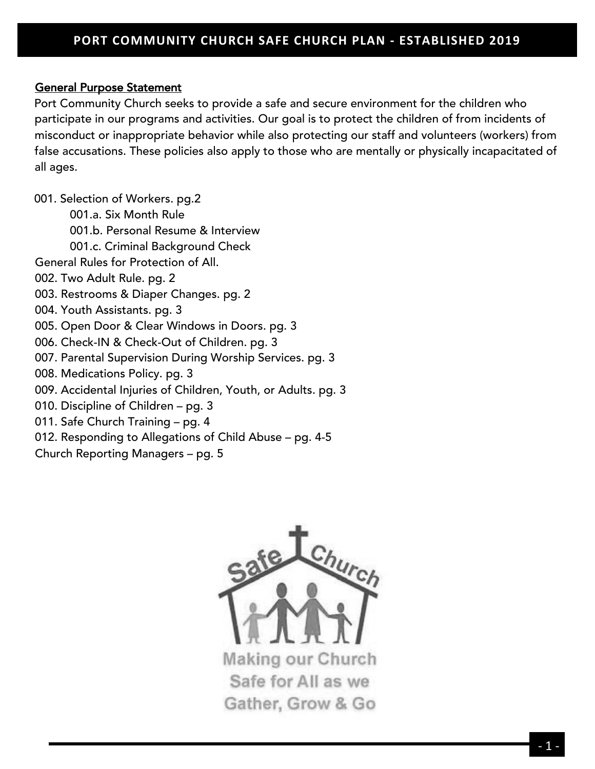# PORT COMMUNITY CHURCH SAFE CHURCH PLAN - ESTABLISHED 2019

## General Purpose Statement

Port Community Church seeks to provide a safe and secure environment for the children who participate in our programs and activities. Our goal is to protect the children of from incidents of misconduct or inappropriate behavior while also protecting our staff and volunteers (workers) from false accusations. These policies also apply to those who are mentally or physically incapacitated of all ages.

001. Selection of Workers. pg.2
    - 001.a. Six Month Rule
    - 001.b. Personal Resume & Interview
    - 001.c. Criminal Background Check

General Rules for Protection of All.

002. Two Adult Rule. pg. 2
003. Restrooms & Diaper Changes. pg. 2
004. Youth Assistants. pg. 3
005. Open Door & Clear Windows in Doors. pg. 3
006. Check-IN & Check-Out of Children. pg. 3
007. Parental Supervision During Worship Services. pg. 3
008. Medications Policy. pg. 3
009. Accidental Injuries of Children, Youth, or Adults. pg. 3
010. Discipline of Children – pg. 3
011. Safe Church Training – pg. 4
012. Responding to Allegations of Child Abuse – pg. 4-5

Church Reporting Managers – pg. 5

Safe Church

Making our Church Safe for All as we Gather, Grow & Go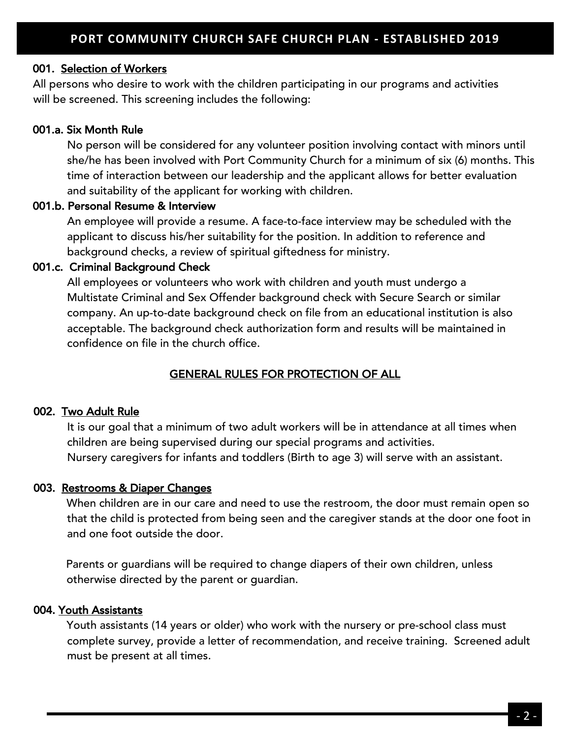## 001. Selection of Workers

All persons who desire to work with the children participating in our programs and activities will be screened. This screening includes the following:

### 001.a. Six Month Rule

No person will be considered for any volunteer position involving contact with minors until she/he has been involved with Port Community Church for a minimum of six (6) months. This time of interaction between our leadership and the applicant allows for better evaluation and suitability of the applicant for working with children.

### 001.b. Personal Resume & Interview

An employee will provide a resume. A face-to-face interview may be scheduled with the applicant to discuss his/her suitability for the position. In addition to reference and background checks, a review of spiritual giftedness for ministry.

### 001.c. Criminal Background Check

All employees or volunteers who work with children and youth must undergo a Multistate Criminal and Sex Offender background check with Secure Search or similar company. An up-to-date background check on file from an educational institution is also acceptable. The background check authorization form and results will be maintained in confidence on file in the church office.

## GENERAL RULES FOR PROTECTION OF ALL

## 002. Two Adult Rule

It is our goal that a minimum of two adult workers will be in attendance at all times when children are being supervised during our special programs and activities.
Nursery caregivers for infants and toddlers (Birth to age 3) will serve with an assistant.

## 003. Restrooms & Diaper Changes

When children are in our care and need to use the restroom, the door must remain open so that the child is protected from being seen and the caregiver stands at the door one foot in and one foot outside the door.

Parents or guardians will be required to change diapers of their own children, unless otherwise directed by the parent or guardian.

## 004. Youth Assistants

Youth assistants (14 years or older) who work with the nursery or pre-school class must complete survey, provide a letter of recommendation, and receive training. Screened adult must be present at all times.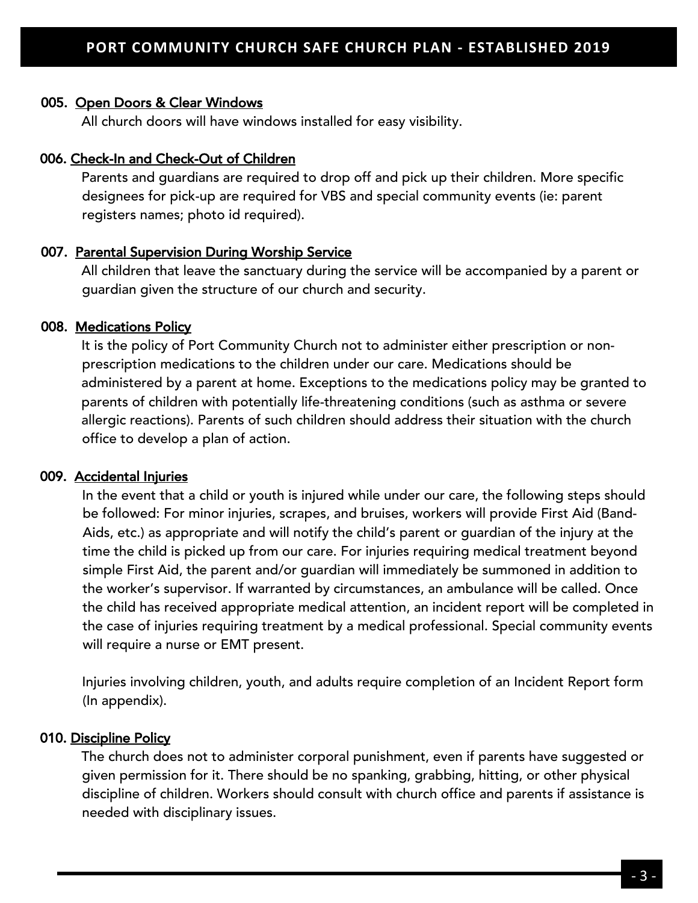### 005. Open Doors & Clear Windows

All church doors will have windows installed for easy visibility.

### 006. Check-In and Check-Out of Children

Parents and guardians are required to drop off and pick up their children. More specific designees for pick-up are required for VBS and special community events (ie: parent registers names; photo id required).

### 007. Parental Supervision During Worship Service

All children that leave the sanctuary during the service will be accompanied by a parent or guardian given the structure of our church and security.

### 008. Medications Policy

It is the policy of Port Community Church not to administer either prescription or non-prescription medications to the children under our care. Medications should be administered by a parent at home. Exceptions to the medications policy may be granted to parents of children with potentially life-threatening conditions (such as asthma or severe allergic reactions). Parents of such children should address their situation with the church office to develop a plan of action.

### 009. Accidental Injuries

In the event that a child or youth is injured while under our care, the following steps should be followed: For minor injuries, scrapes, and bruises, workers will provide First Aid (Band-Aids, etc.) as appropriate and will notify the child's parent or guardian of the injury at the time the child is picked up from our care. For injuries requiring medical treatment beyond simple First Aid, the parent and/or guardian will immediately be summoned in addition to the worker's supervisor. If warranted by circumstances, an ambulance will be called. Once the child has received appropriate medical attention, an incident report will be completed in the case of injuries requiring treatment by a medical professional. Special community events will require a nurse or EMT present.

Injuries involving children, youth, and adults require completion of an Incident Report form (In appendix).

### 010. Discipline Policy

The church does not to administer corporal punishment, even if parents have suggested or given permission for it. There should be no spanking, grabbing, hitting, or other physical discipline of children. Workers should consult with church office and parents if assistance is needed with disciplinary issues.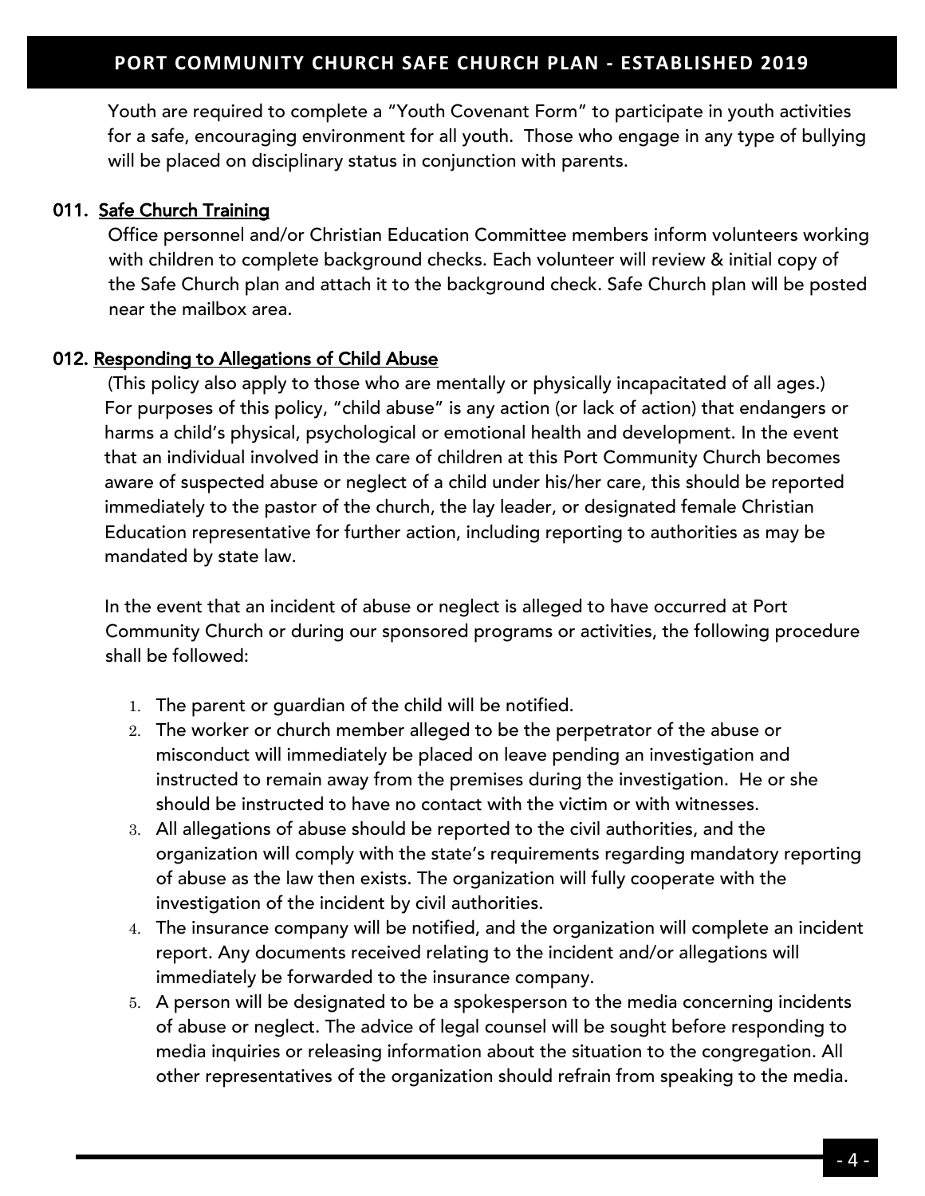Youth are required to complete a "Youth Covenant Form" to participate in youth activities for a safe, encouraging environment for all youth. Those who engage in any type of bullying will be placed on disciplinary status in conjunction with parents.

### 011. <u>Safe Church Training</u>

Office personnel and/or Christian Education Committee members inform volunteers working with children to complete background checks. Each volunteer will review & initial copy of the Safe Church plan and attach it to the background check. Safe Church plan will be posted near the mailbox area.

### 012. <u>Responding to Allegations of Child Abuse</u>

(This policy also apply to those who are mentally or physically incapacitated of all ages.) For purposes of this policy, "child abuse" is any action (or lack of action) that endangers or harms a child's physical, psychological or emotional health and development. In the event that an individual involved in the care of children at this Port Community Church becomes aware of suspected abuse or neglect of a child under his/her care, this should be reported immediately to the pastor of the church, the lay leader, or designated female Christian Education representative for further action, including reporting to authorities as may be mandated by state law.

In the event that an incident of abuse or neglect is alleged to have occurred at Port Community Church or during our sponsored programs or activities, the following procedure shall be followed:

1. The parent or guardian of the child will be notified.
2. The worker or church member alleged to be the perpetrator of the abuse or misconduct will immediately be placed on leave pending an investigation and instructed to remain away from the premises during the investigation. He or she should be instructed to have no contact with the victim or with witnesses.
3. All allegations of abuse should be reported to the civil authorities, and the organization will comply with the state's requirements regarding mandatory reporting of abuse as the law then exists. The organization will fully cooperate with the investigation of the incident by civil authorities.
4. The insurance company will be notified, and the organization will complete an incident report. Any documents received relating to the incident and/or allegations will immediately be forwarded to the insurance company.
5. A person will be designated to be a spokesperson to the media concerning incidents of abuse or neglect. The advice of legal counsel will be sought before responding to media inquiries or releasing information about the situation to the congregation. All other representatives of the organization should refrain from speaking to the media.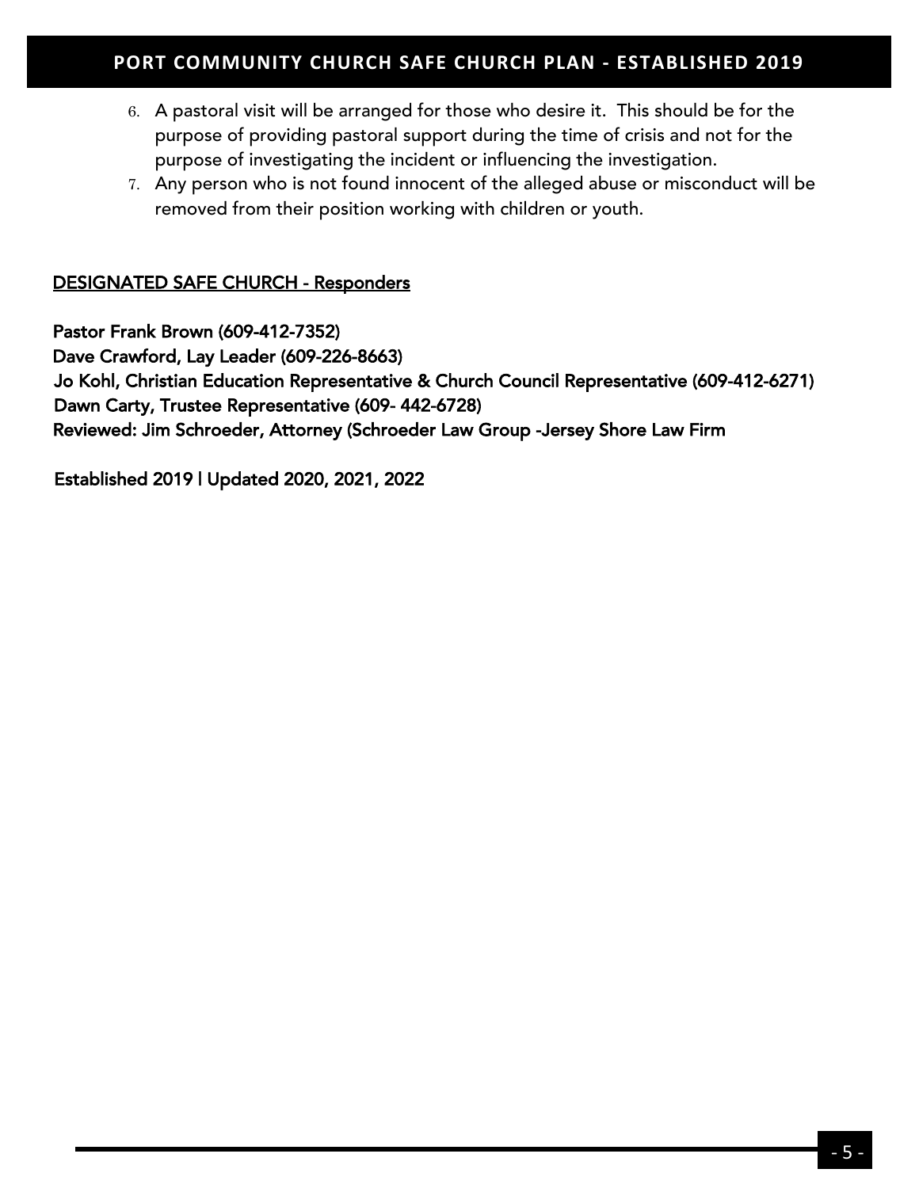6. A pastoral visit will be arranged for those who desire it. This should be for the purpose of providing pastoral support during the time of crisis and not for the purpose of investigating the incident or influencing the investigation.
7. Any person who is not found innocent of the alleged abuse or misconduct will be removed from their position working with children or youth.

**DESIGNATED SAFE CHURCH - Responders**

**Pastor Frank Brown (609-412-7352)**
**Dave Crawford, Lay Leader (609-226-8663)**
**Jo Kohl, Christian Education Representative & Church Council Representative (609-412-6271)**
**Dawn Carty, Trustee Representative (609- 442-6728)**
**Reviewed: Jim Schroeder, Attorney (Schroeder Law Group -Jersey Shore Law Firm**

**Established 2019 | Updated 2020, 2021, 2022**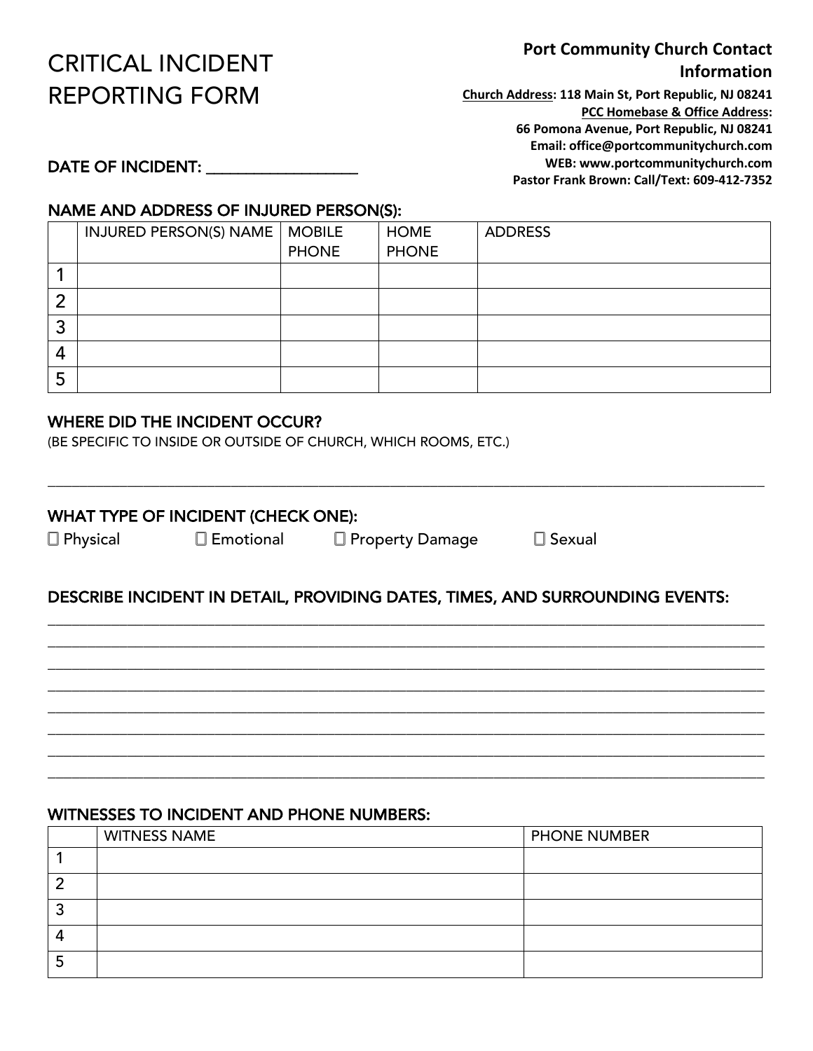# CRITICAL INCIDENT REPORTING FORM

**Port Community Church Contact Information**

**Church Address: 118 Main St, Port Republic, NJ 08241**
**PCC Homebase & Office Address:**
**66 Pomona Avenue, Port Republic, NJ 08241**
**Email: office@portcommunitychurch.com**
**WEB: www.portcommunitychurch.com**
**Pastor Frank Brown: Call/Text: 609-412-7352**

DATE OF INCIDENT: ___________________

## NAME AND ADDRESS OF INJURED PERSON(S):

| | INJURED PERSON(S) NAME | MOBILE PHONE | HOME PHONE | ADDRESS |
|---|---|---|---|---|
| 1 | | | | |
| 2 | | | | |
| 3 | | | | |
| 4 | | | | |
| 5 | | | | |

## WHERE DID THE INCIDENT OCCUR?

(BE SPECIFIC TO INSIDE OR OUTSIDE OF CHURCH, WHICH ROOMS, ETC.)

_______________________________________________________________________________

## WHAT TYPE OF INCIDENT (CHECK ONE):

☐ Physical ☐ Emotional ☐ Property Damage ☐ Sexual

## DESCRIBE INCIDENT IN DETAIL, PROVIDING DATES, TIMES, AND SURROUNDING EVENTS:

_______________________________________________________________________________
_______________________________________________________________________________
_______________________________________________________________________________
_______________________________________________________________________________
_______________________________________________________________________________
_______________________________________________________________________________
_______________________________________________________________________________
_______________________________________________________________________________

## WITNESSES TO INCIDENT AND PHONE NUMBERS:

| | WITNESS NAME | PHONE NUMBER |
|---|---|---|
| 1 | | |
| 2 | | |
| 3 | | |
| 4 | | |
| 5 | | |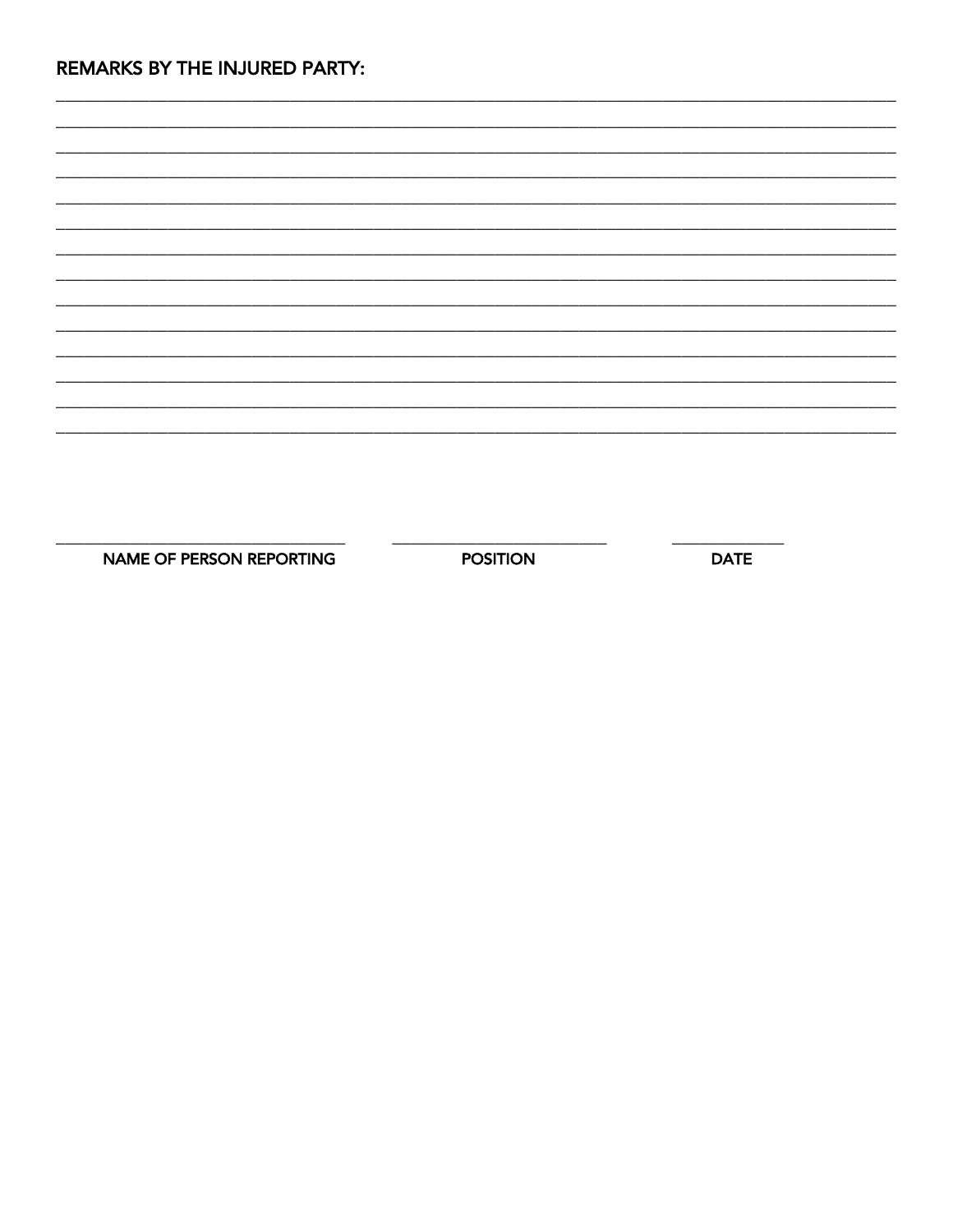## REMARKS BY THE INJURED PARTY:

______________________________________________________________________________________

______________________________________________________________________________________

______________________________________________________________________________________

______________________________________________________________________________________

______________________________________________________________________________________

______________________________________________________________________________________

______________________________________________________________________________________

______________________________________________________________________________________

______________________________________________________________________________________

______________________________________________________________________________________

______________________________________________________________________________________

______________________________________________________________________________________

______________________________________________________________________________________

______________________________________________________________________________________

| ______________________________ | ______________________ | ____________ |
|---|---|---|
| **NAME OF PERSON REPORTING** | **POSITION** | **DATE** |